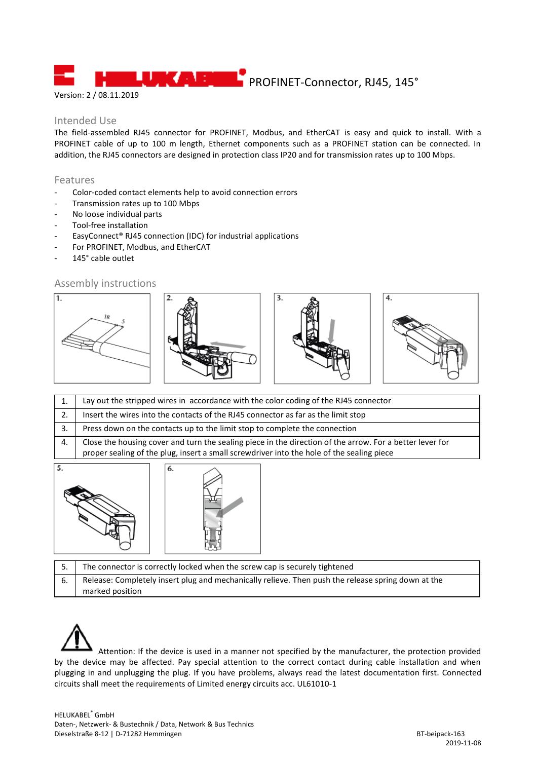# HELUKABEL PROFINET-Connector, RJ45, 145°

Version: 2 / 08.11.2019

## Intended Use

The field-assembled RJ45 connector for PROFINET, Modbus, and EtherCAT is easy and quick to install. With a PROFINET cable of up to 100 m length, Ethernet components such as a PROFINET station can be connected. In addition, the RJ45 connectors are designed in protection class IP20 and for transmission rates up to 100 Mbps.

## Features

- Color-coded contact elements help to avoid connection errors
- Transmission rates up to 100 Mbps
- No loose individual parts
- Tool-free installation
- EasyConnect® RJ45 connection (IDC) for industrial applications
- For PROFINET, Modbus, and EtherCAT
- 145° cable outlet

## Assembly instructions

| | |
|---|---|
| 1. | Lay out the stripped wires in accordance with the color coding of the RJ45 connector |
| 2. | Insert the wires into the contacts of the RJ45 connector as far as the limit stop |
| 3. | Press down on the contacts up to the limit stop to complete the connection |
| 4. | Close the housing cover and turn the sealing piece in the direction of the arrow. For a better lever for proper sealing of the plug, insert a small screwdriver into the hole of the sealing piece |

| | |
|---|---|
| 5. | The connector is correctly locked when the screw cap is securely tightened |
| 6. | Release: Completely insert plug and mechanically relieve. Then push the release spring down at the marked position |

Attention: If the device is used in a manner not specified by the manufacturer, the protection provided by the device may be affected. Pay special attention to the correct contact during cable installation and when plugging in and unplugging the plug. If you have problems, always read the latest documentation first. Connected circuits shall meet the requirements of Limited energy circuits acc. UL61010-1

HELUKABEL® GmbH
Daten-, Netzwerk- & Bustechnik / Data, Network & Bus Technics
Dieselstraße 8-12 | D-71282 Hemmingen

BT-beipack-163
2019-11-08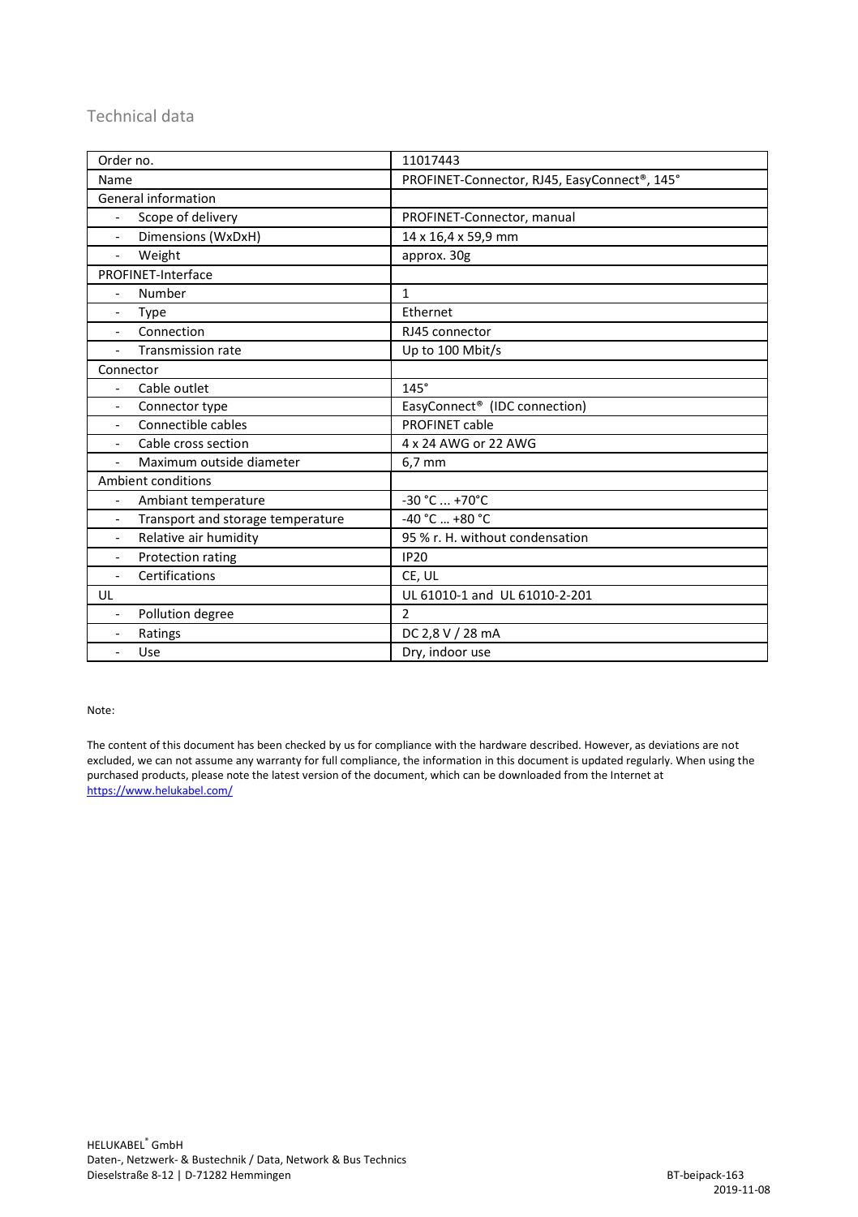## Technical data

| | |
|---|---|
| Order no. | 11017443 |
| Name | PROFINET-Connector, RJ45, EasyConnect®, 145° |
| General information | |
| - Scope of delivery | PROFINET-Connector, manual |
| - Dimensions (WxDxH) | 14 x 16,4 x 59,9 mm |
| - Weight | approx. 30g |
| PROFINET-Interface | |
| - Number | 1 |
| - Type | Ethernet |
| - Connection | RJ45 connector |
| - Transmission rate | Up to 100 Mbit/s |
| Connector | |
| - Cable outlet | 145° |
| - Connector type | EasyConnect® (IDC connection) |
| - Connectible cables | PROFINET cable |
| - Cable cross section | 4 x 24 AWG or 22 AWG |
| - Maximum outside diameter | 6,7 mm |
| Ambient conditions | |
| - Ambiant temperature | -30 °C ... +70°C |
| - Transport and storage temperature | -40 °C ... +80 °C |
| - Relative air humidity | 95 % r. H. without condensation |
| - Protection rating | IP20 |
| - Certifications | CE, UL |
| UL | UL 61010-1 and UL 61010-2-201 |
| - Pollution degree | 2 |
| - Ratings | DC 2,8 V / 28 mA |
| - Use | Dry, indoor use |

Note:

The content of this document has been checked by us for compliance with the hardware described. However, as deviations are not excluded, we can not assume any warranty for full compliance, the information in this document is updated regularly. When using the purchased products, please note the latest version of the document, which can be downloaded from the Internet at https://www.helukabel.com/

HELUKABEL® GmbH
Daten-, Netzwerk- & Bustechnik / Data, Network & Bus Technics
Dieselstraße 8-12 | D-71282 Hemmingen

BT-beipack-163
2019-11-08